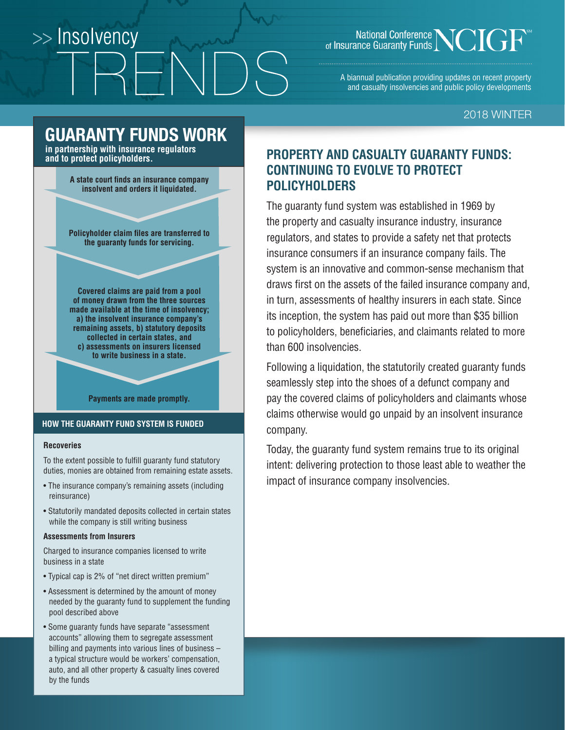# >> Insolvency TRENDS

National Conference of Insurance Guaranty Funds NCIGF

A biannual publication providing updates on recent property and casualty insolvencies and public policy developments

2018 WINTER

## PROPERTY AND CASUALTY GUARANTY FUNDS: CONTINUING TO EVOLVE TO PROTECT POLICYHOLDERS

The guaranty fund system was established in 1969 by the property and casualty insurance industry, insurance regulators, and states to provide a safety net that protects insurance consumers if an insurance company fails. The system is an innovative and common-sense mechanism that draws first on the assets of the failed insurance company and, in turn, assessments of healthy insurers in each state. Since its inception, the system has paid out more than $35 billion to policyholders, beneficiaries, and claimants related to more than 600 insolvencies.

Following a liquidation, the statutorily created guaranty funds seamlessly step into the shoes of a defunct company and pay the covered claims of policyholders and claimants whose claims otherwise would go unpaid by an insolvent insurance company.

Today, the guaranty fund system remains true to its original intent: delivering protection to those least able to weather the impact of insurance company insolvencies.

## GUARANTY FUNDS WORK

**in partnership with insurance regulators and to protect policyholders.**

**A state court finds an insurance company insolvent and orders it liquidated.**

**Policyholder claim files are transferred to the guaranty funds for servicing.**

**Covered claims are paid from a pool of money drawn from the three sources made available at the time of insolvency; a) the insolvent insurance company's remaining assets, b) statutory deposits collected in certain states, and c) assessments on insurers licensed to write business in a state.**

**Payments are made promptly.**

### HOW THE GUARANTY FUND SYSTEM IS FUNDED

**Recoveries**

To the extent possible to fulfill guaranty fund statutory duties, monies are obtained from remaining estate assets.

- The insurance company's remaining assets (including reinsurance)
- Statutorily mandated deposits collected in certain states while the company is still writing business

**Assessments from Insurers**

Charged to insurance companies licensed to write business in a state

- Typical cap is 2% of "net direct written premium"
- Assessment is determined by the amount of money needed by the guaranty fund to supplement the funding pool described above
- Some guaranty funds have separate "assessment accounts" allowing them to segregate assessment billing and payments into various lines of business – a typical structure would be workers' compensation, auto, and all other property & casualty lines covered by the funds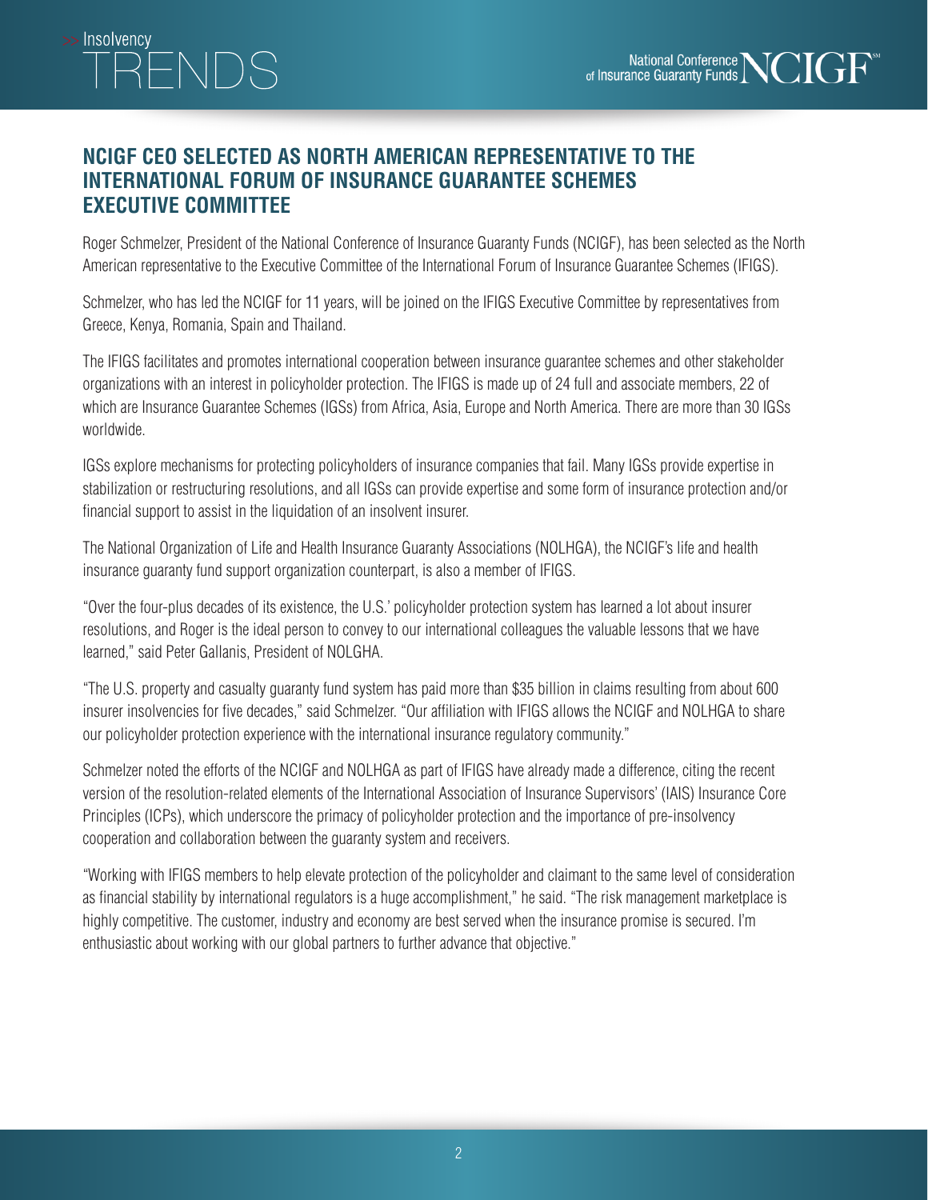## NCIGF CEO SELECTED AS NORTH AMERICAN REPRESENTATIVE TO THE INTERNATIONAL FORUM OF INSURANCE GUARANTEE SCHEMES EXECUTIVE COMMITTEE

Roger Schmelzer, President of the National Conference of Insurance Guaranty Funds (NCIGF), has been selected as the North American representative to the Executive Committee of the International Forum of Insurance Guarantee Schemes (IFIGS).

Schmelzer, who has led the NCIGF for 11 years, will be joined on the IFIGS Executive Committee by representatives from Greece, Kenya, Romania, Spain and Thailand.

The IFIGS facilitates and promotes international cooperation between insurance guarantee schemes and other stakeholder organizations with an interest in policyholder protection. The IFIGS is made up of 24 full and associate members, 22 of which are Insurance Guarantee Schemes (IGSs) from Africa, Asia, Europe and North America. There are more than 30 IGSs worldwide.

IGSs explore mechanisms for protecting policyholders of insurance companies that fail. Many IGSs provide expertise in stabilization or restructuring resolutions, and all IGSs can provide expertise and some form of insurance protection and/or financial support to assist in the liquidation of an insolvent insurer.

The National Organization of Life and Health Insurance Guaranty Associations (NOLHGA), the NCIGF's life and health insurance guaranty fund support organization counterpart, is also a member of IFIGS.

"Over the four-plus decades of its existence, the U.S.' policyholder protection system has learned a lot about insurer resolutions, and Roger is the ideal person to convey to our international colleagues the valuable lessons that we have learned," said Peter Gallanis, President of NOLGHA.

"The U.S. property and casualty guaranty fund system has paid more than $35 billion in claims resulting from about 600 insurer insolvencies for five decades," said Schmelzer. "Our affiliation with IFIGS allows the NCIGF and NOLHGA to share our policyholder protection experience with the international insurance regulatory community."

Schmelzer noted the efforts of the NCIGF and NOLHGA as part of IFIGS have already made a difference, citing the recent version of the resolution-related elements of the International Association of Insurance Supervisors' (IAIS) Insurance Core Principles (ICPs), which underscore the primacy of policyholder protection and the importance of pre-insolvency cooperation and collaboration between the guaranty system and receivers.

"Working with IFIGS members to help elevate protection of the policyholder and claimant to the same level of consideration as financial stability by international regulators is a huge accomplishment," he said. "The risk management marketplace is highly competitive. The customer, industry and economy are best served when the insurance promise is secured. I'm enthusiastic about working with our global partners to further advance that objective."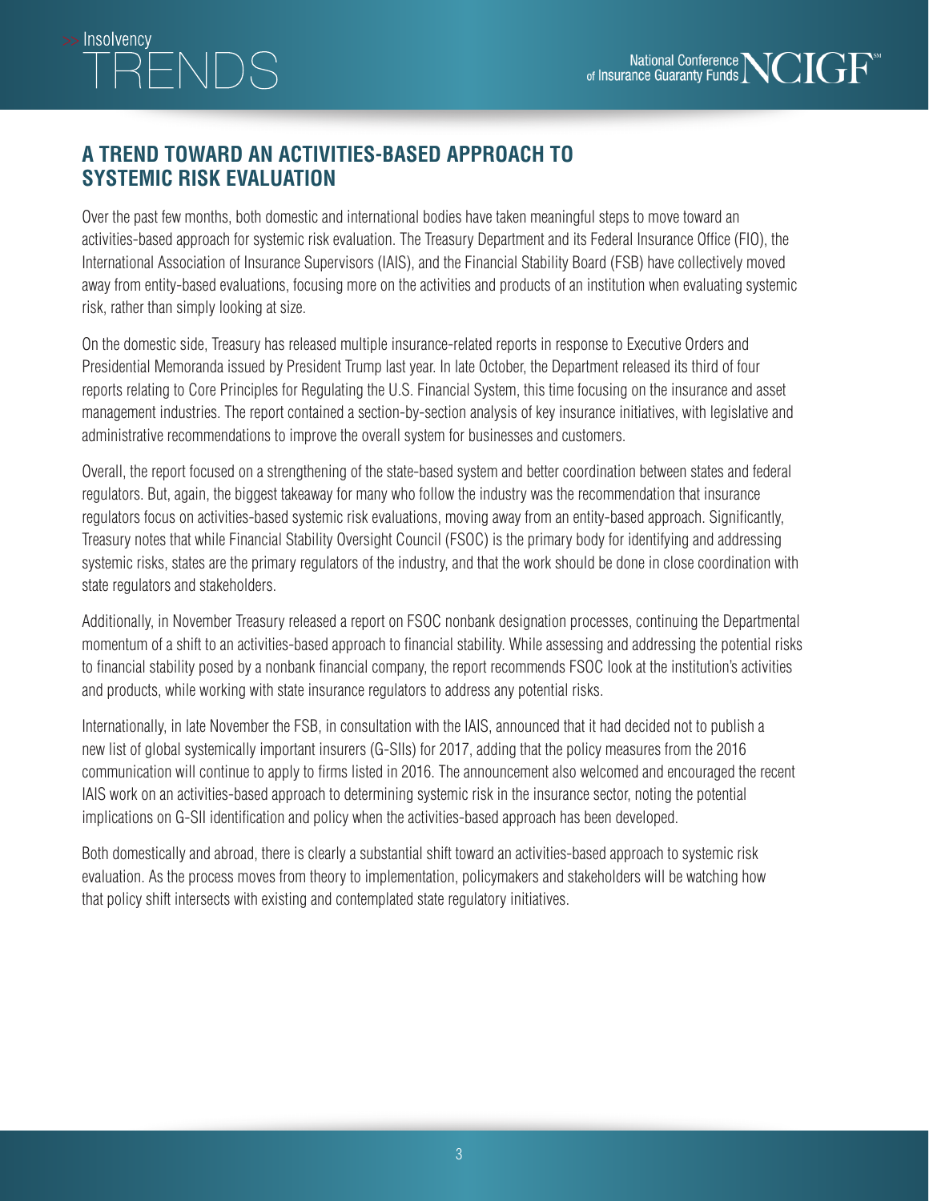## A TREND TOWARD AN ACTIVITIES-BASED APPROACH TO SYSTEMIC RISK EVALUATION

Over the past few months, both domestic and international bodies have taken meaningful steps to move toward an activities-based approach for systemic risk evaluation. The Treasury Department and its Federal Insurance Office (FIO), the International Association of Insurance Supervisors (IAIS), and the Financial Stability Board (FSB) have collectively moved away from entity-based evaluations, focusing more on the activities and products of an institution when evaluating systemic risk, rather than simply looking at size.

On the domestic side, Treasury has released multiple insurance-related reports in response to Executive Orders and Presidential Memoranda issued by President Trump last year. In late October, the Department released its third of four reports relating to Core Principles for Regulating the U.S. Financial System, this time focusing on the insurance and asset management industries. The report contained a section-by-section analysis of key insurance initiatives, with legislative and administrative recommendations to improve the overall system for businesses and customers.

Overall, the report focused on a strengthening of the state-based system and better coordination between states and federal regulators. But, again, the biggest takeaway for many who follow the industry was the recommendation that insurance regulators focus on activities-based systemic risk evaluations, moving away from an entity-based approach. Significantly, Treasury notes that while Financial Stability Oversight Council (FSOC) is the primary body for identifying and addressing systemic risks, states are the primary regulators of the industry, and that the work should be done in close coordination with state regulators and stakeholders.

Additionally, in November Treasury released a report on FSOC nonbank designation processes, continuing the Departmental momentum of a shift to an activities-based approach to financial stability. While assessing and addressing the potential risks to financial stability posed by a nonbank financial company, the report recommends FSOC look at the institution's activities and products, while working with state insurance regulators to address any potential risks.

Internationally, in late November the FSB, in consultation with the IAIS, announced that it had decided not to publish a new list of global systemically important insurers (G-SIIs) for 2017, adding that the policy measures from the 2016 communication will continue to apply to firms listed in 2016. The announcement also welcomed and encouraged the recent IAIS work on an activities-based approach to determining systemic risk in the insurance sector, noting the potential implications on G-SII identification and policy when the activities-based approach has been developed.

Both domestically and abroad, there is clearly a substantial shift toward an activities-based approach to systemic risk evaluation. As the process moves from theory to implementation, policymakers and stakeholders will be watching how that policy shift intersects with existing and contemplated state regulatory initiatives.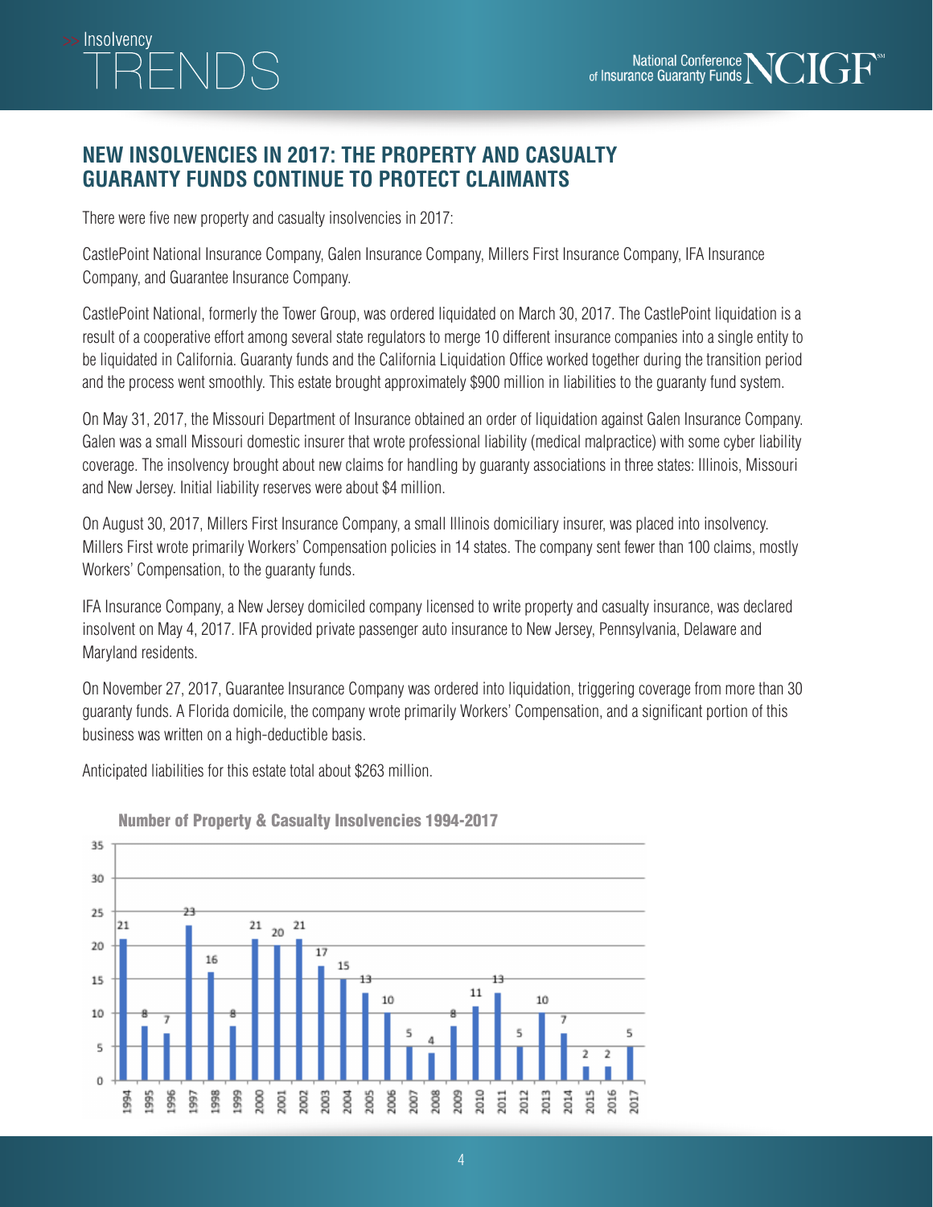## NEW INSOLVENCIES IN 2017: THE PROPERTY AND CASUALTY GUARANTY FUNDS CONTINUE TO PROTECT CLAIMANTS

There were five new property and casualty insolvencies in 2017:

CastlePoint National Insurance Company, Galen Insurance Company, Millers First Insurance Company, IFA Insurance Company, and Guarantee Insurance Company.

CastlePoint National, formerly the Tower Group, was ordered liquidated on March 30, 2017. The CastlePoint liquidation is a result of a cooperative effort among several state regulators to merge 10 different insurance companies into a single entity to be liquidated in California. Guaranty funds and the California Liquidation Office worked together during the transition period and the process went smoothly. This estate brought approximately $900 million in liabilities to the guaranty fund system.

On May 31, 2017, the Missouri Department of Insurance obtained an order of liquidation against Galen Insurance Company. Galen was a small Missouri domestic insurer that wrote professional liability (medical malpractice) with some cyber liability coverage. The insolvency brought about new claims for handling by guaranty associations in three states: Illinois, Missouri and New Jersey. Initial liability reserves were about $4 million.

On August 30, 2017, Millers First Insurance Company, a small Illinois domiciliary insurer, was placed into insolvency. Millers First wrote primarily Workers' Compensation policies in 14 states. The company sent fewer than 100 claims, mostly Workers' Compensation, to the guaranty funds.

IFA Insurance Company, a New Jersey domiciled company licensed to write property and casualty insurance, was declared insolvent on May 4, 2017. IFA provided private passenger auto insurance to New Jersey, Pennsylvania, Delaware and Maryland residents.

On November 27, 2017, Guarantee Insurance Company was ordered into liquidation, triggering coverage from more than 30 guaranty funds. A Florida domicile, the company wrote primarily Workers' Compensation, and a significant portion of this business was written on a high-deductible basis.

Anticipated liabilities for this estate total about $263 million.

**Number of Property & Casualty Insolvencies 1994-2017**

| Year | Insolvencies |
|---|---|
| 1994 | 21 |
| 1995 | 8 |
| 1996 | 7 |
| 1997 | 23 |
| 1998 | 16 |
| 1999 | 8 |
| 2000 | 21 |
| 2001 | 20 |
| 2002 | 21 |
| 2003 | 17 |
| 2004 | 15 |
| 2005 | 13 |
| 2006 | 10 |
| 2007 | 5 |
| 2008 | 4 |
| 2009 | 8 |
| 2010 | 11 |
| 2011 | 13 |
| 2012 | 5 |
| 2013 | 10 |
| 2014 | 7 |
| 2015 | 2 |
| 2016 | 2 |
| 2017 | 5 |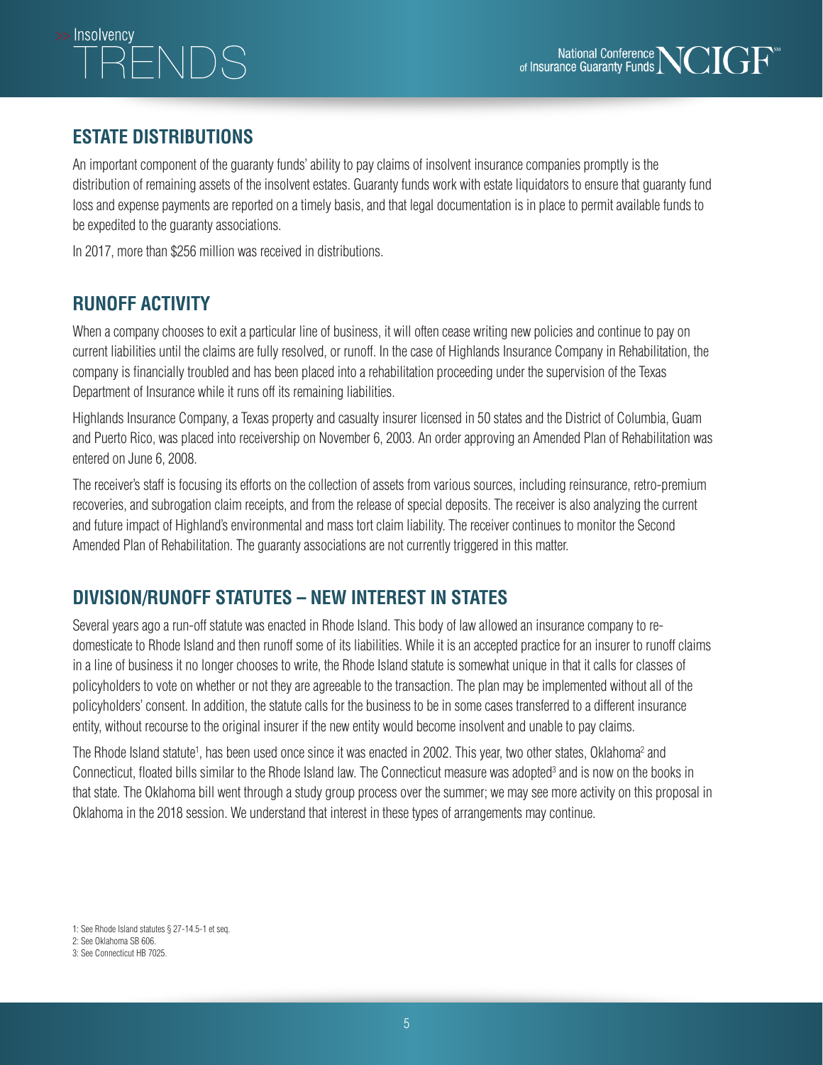## ESTATE DISTRIBUTIONS

An important component of the guaranty funds' ability to pay claims of insolvent insurance companies promptly is the distribution of remaining assets of the insolvent estates. Guaranty funds work with estate liquidators to ensure that guaranty fund loss and expense payments are reported on a timely basis, and that legal documentation is in place to permit available funds to be expedited to the guaranty associations.

In 2017, more than $256 million was received in distributions.

## RUNOFF ACTIVITY

When a company chooses to exit a particular line of business, it will often cease writing new policies and continue to pay on current liabilities until the claims are fully resolved, or runoff. In the case of Highlands Insurance Company in Rehabilitation, the company is financially troubled and has been placed into a rehabilitation proceeding under the supervision of the Texas Department of Insurance while it runs off its remaining liabilities.

Highlands Insurance Company, a Texas property and casualty insurer licensed in 50 states and the District of Columbia, Guam and Puerto Rico, was placed into receivership on November 6, 2003. An order approving an Amended Plan of Rehabilitation was entered on June 6, 2008.

The receiver's staff is focusing its efforts on the collection of assets from various sources, including reinsurance, retro-premium recoveries, and subrogation claim receipts, and from the release of special deposits. The receiver is also analyzing the current and future impact of Highland's environmental and mass tort claim liability. The receiver continues to monitor the Second Amended Plan of Rehabilitation. The guaranty associations are not currently triggered in this matter.

## DIVISION/RUNOFF STATUTES – NEW INTEREST IN STATES

Several years ago a run-off statute was enacted in Rhode Island. This body of law allowed an insurance company to re-domesticate to Rhode Island and then runoff some of its liabilities. While it is an accepted practice for an insurer to runoff claims in a line of business it no longer chooses to write, the Rhode Island statute is somewhat unique in that it calls for classes of policyholders to vote on whether or not they are agreeable to the transaction. The plan may be implemented without all of the policyholders' consent. In addition, the statute calls for the business to be in some cases transferred to a different insurance entity, without recourse to the original insurer if the new entity would become insolvent and unable to pay claims.

The Rhode Island statute[1], has been used once since it was enacted in 2002. This year, two other states, Oklahoma[2] and Connecticut, floated bills similar to the Rhode Island law. The Connecticut measure was adopted[3] and is now on the books in that state. The Oklahoma bill went through a study group process over the summer; we may see more activity on this proposal in Oklahoma in the 2018 session. We understand that interest in these types of arrangements may continue.

1: See Rhode Island statutes § 27-14.5-1 et seq.

2: See Oklahoma SB 606.

3: See Connecticut HB 7025.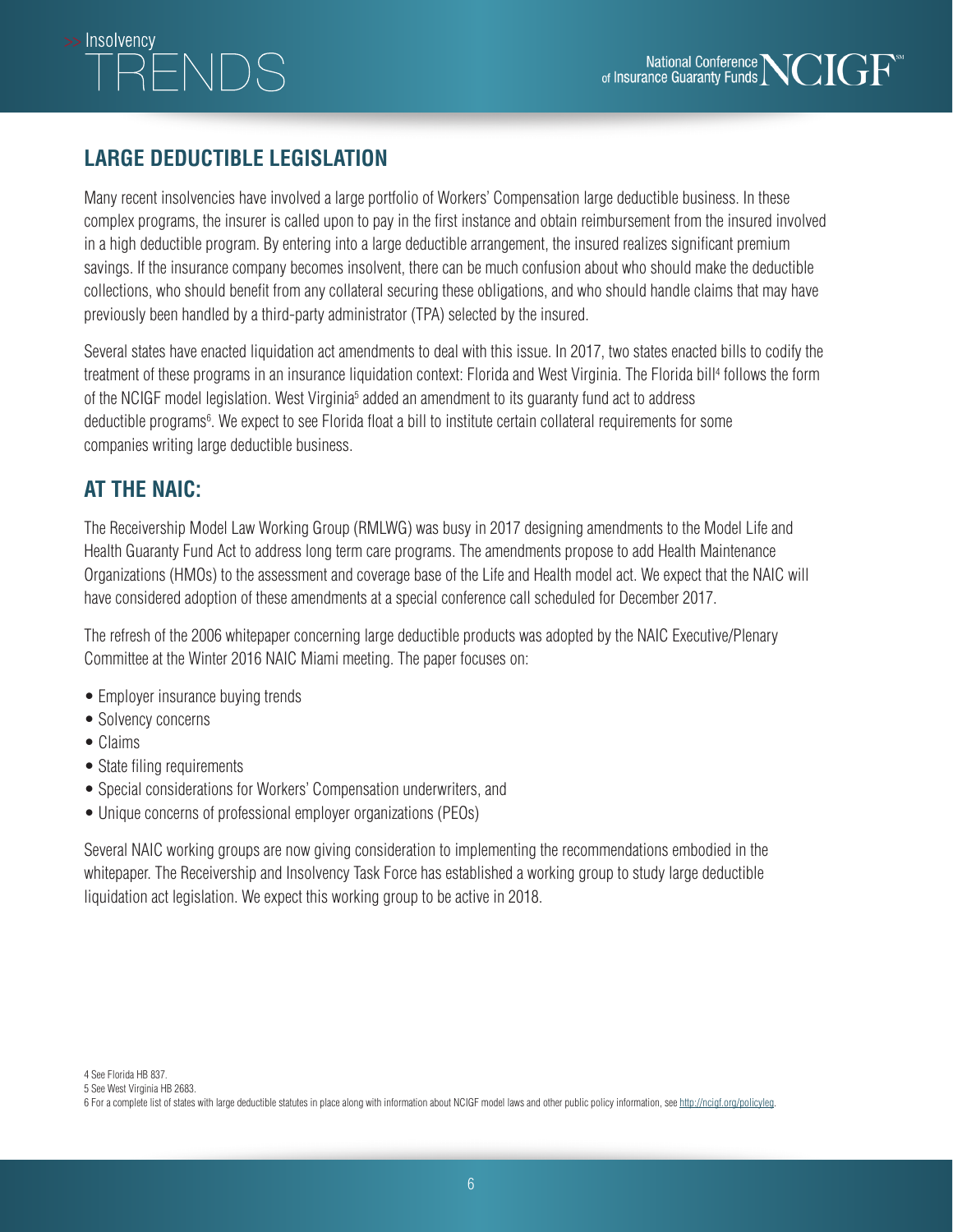## LARGE DEDUCTIBLE LEGISLATION

Many recent insolvencies have involved a large portfolio of Workers' Compensation large deductible business. In these complex programs, the insurer is called upon to pay in the first instance and obtain reimbursement from the insured involved in a high deductible program. By entering into a large deductible arrangement, the insured realizes significant premium savings. If the insurance company becomes insolvent, there can be much confusion about who should make the deductible collections, who should benefit from any collateral securing these obligations, and who should handle claims that may have previously been handled by a third-party administrator (TPA) selected by the insured.

Several states have enacted liquidation act amendments to deal with this issue. In 2017, two states enacted bills to codify the treatment of these programs in an insurance liquidation context: Florida and West Virginia. The Florida bill[4] follows the form of the NCIGF model legislation. West Virginia[5] added an amendment to its guaranty fund act to address deductible programs[6]. We expect to see Florida float a bill to institute certain collateral requirements for some companies writing large deductible business.

## AT THE NAIC:

The Receivership Model Law Working Group (RMLWG) was busy in 2017 designing amendments to the Model Life and Health Guaranty Fund Act to address long term care programs. The amendments propose to add Health Maintenance Organizations (HMOs) to the assessment and coverage base of the Life and Health model act. We expect that the NAIC will have considered adoption of these amendments at a special conference call scheduled for December 2017.

The refresh of the 2006 whitepaper concerning large deductible products was adopted by the NAIC Executive/Plenary Committee at the Winter 2016 NAIC Miami meeting. The paper focuses on:

- Employer insurance buying trends
- Solvency concerns
- Claims
- State filing requirements
- Special considerations for Workers' Compensation underwriters, and
- Unique concerns of professional employer organizations (PEOs)

Several NAIC working groups are now giving consideration to implementing the recommendations embodied in the whitepaper. The Receivership and Insolvency Task Force has established a working group to study large deductible liquidation act legislation. We expect this working group to be active in 2018.

4 See Florida HB 837.

5 See West Virginia HB 2683.

6 For a complete list of states with large deductible statutes in place along with information about NCIGF model laws and other public policy information, see http://ncigf.org/policyleg.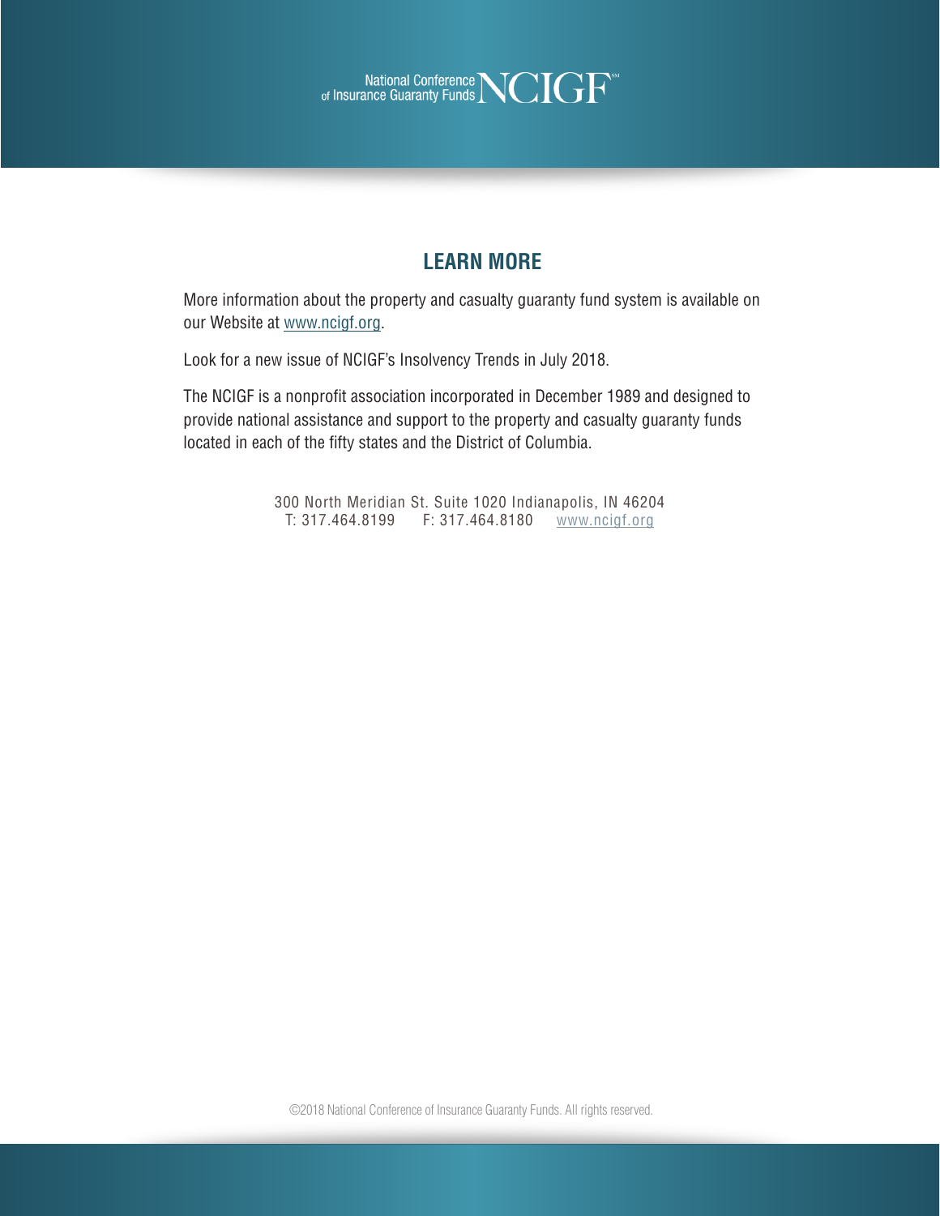National Conference of Insurance Guaranty Funds NCIGF℠

## LEARN MORE

More information about the property and casualty guaranty fund system is available on our Website at www.ncigf.org.

Look for a new issue of NCIGF's Insolvency Trends in July 2018.

The NCIGF is a nonprofit association incorporated in December 1989 and designed to provide national assistance and support to the property and casualty guaranty funds located in each of the fifty states and the District of Columbia.

300 North Meridian St. Suite 1020 Indianapolis, IN 46204
T: 317.464.8199 F: 317.464.8180 www.ncigf.org

©2018 National Conference of Insurance Guaranty Funds. All rights reserved.